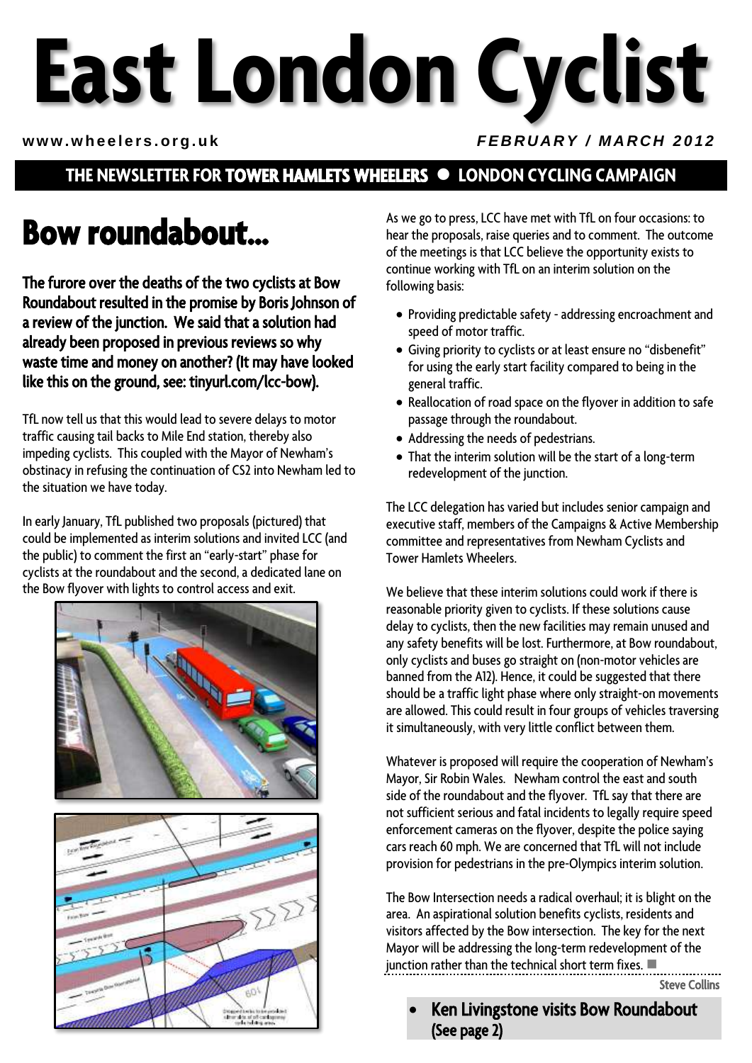# East London Cyclist

www.wheelers.org.uk

*FEBRUARY / MARCH 2012*

**THE NEWSLETTER FOR TOWER HAMLETS WHEELERS • LONDON CYCLING CAMPAIGN**

## Bow roundabout...

**The furore over the deaths of the two cyclists at Bow Roundabout resulted in the promise by Boris Johnson of a review of the junction. We said that a solution had already been proposed in previous reviews so why waste time and money on another? (It may have looked like this on the ground, see: tinyurl.com/lcc-bow).**

TfL now tell us that this would lead to severe delays to motor traffic causing tail backs to Mile End station, thereby also impeding cyclists. This coupled with the Mayor of Newham's obstinacy in refusing the continuation of CS2 into Newham led to the situation we have today.

In early January, TfL published two proposals (pictured) that could be implemented as interim solutions and invited LCC (and the public) to comment the first an "early-start" phase for cyclists at the roundabout and the second, a dedicated lane on the Bow flyover with lights to control access and exit.

As we go to press, LCC have met with TfL on four occasions: to hear the proposals, raise queries and to comment. The outcome of the meetings is that LCC believe the opportunity exists to continue working with TfL on an interim solution on the following basis:

- Providing predictable safety - addressing encroachment and speed of motor traffic.
- Giving priority to cyclists or at least ensure no "disbenefit" for using the early start facility compared to being in the general traffic.
- Reallocation of road space on the flyover in addition to safe passage through the roundabout.
- Addressing the needs of pedestrians.
- That the interim solution will be the start of a long-term redevelopment of the junction.

The LCC delegation has varied but includes senior campaign and executive staff, members of the Campaigns & Active Membership committee and representatives from Newham Cyclists and Tower Hamlets Wheelers.

We believe that these interim solutions could work if there is reasonable priority given to cyclists. If these solutions cause delay to cyclists, then the new facilities may remain unused and any safety benefits will be lost. Furthermore, at Bow roundabout, only cyclists and buses go straight on (non-motor vehicles are banned from the A12). Hence, it could be suggested that there should be a traffic light phase where only straight-on movements are allowed. This could result in four groups of vehicles traversing it simultaneously, with very little conflict between them.

Whatever is proposed will require the cooperation of Newham's Mayor, Sir Robin Wales. Newham control the east and south side of the roundabout and the flyover. TfL say that there are not sufficient serious and fatal incidents to legally require speed enforcement cameras on the flyover, despite the police saying cars reach 60 mph. We are concerned that TfL will not include provision for pedestrians in the pre-Olympics interim solution.

The Bow Intersection needs a radical overhaul; it is blight on the area. An aspirational solution benefits cyclists, residents and visitors affected by the Bow intersection. The key for the next Mayor will be addressing the long-term redevelopment of the junction rather than the technical short term fixes. ■

Steve Collins

- **Ken Livingstone visits Bow Roundabout (See page 2)**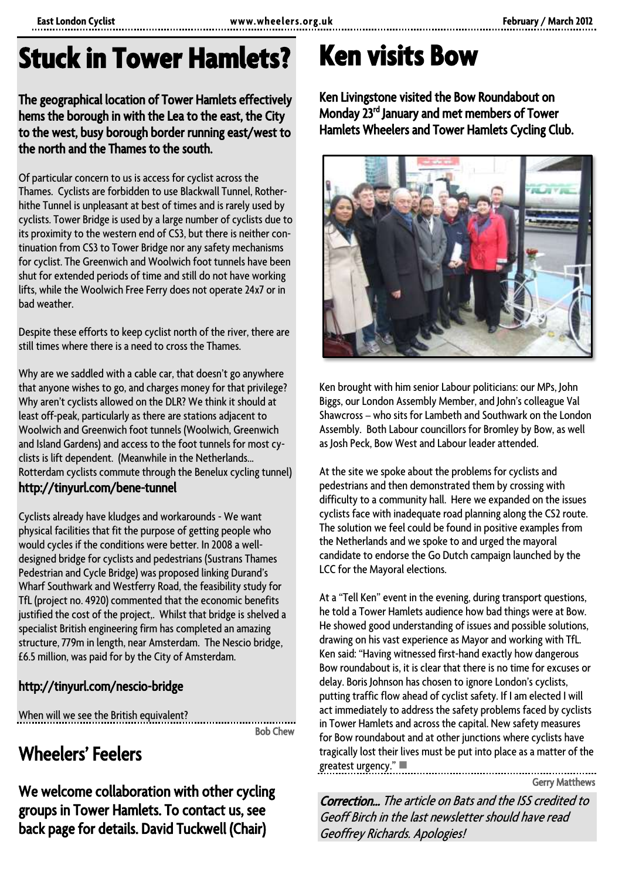# Stuck in Tower Hamlets?

**The geographical location of Tower Hamlets effectively hems the borough in with the Lea to the east, the City to the west, busy borough border running east/west to the north and the Thames to the south.**

Of particular concern to us is access for cyclist across the Thames. Cyclists are forbidden to use Blackwall Tunnel, Rotherhithe Tunnel is unpleasant at best of times and is rarely used by cyclists. Tower Bridge is used by a large number of cyclists due to its proximity to the western end of CS3, but there is neither continuation from CS3 to Tower Bridge nor any safety mechanisms for cyclist. The Greenwich and Woolwich foot tunnels have been shut for extended periods of time and still do not have working lifts, while the Woolwich Free Ferry does not operate 24x7 or in bad weather.

Despite these efforts to keep cyclist north of the river, there are still times where there is a need to cross the Thames.

Why are we saddled with a cable car, that doesn't go anywhere that anyone wishes to go, and charges money for that privilege? Why aren't cyclists allowed on the DLR? We think it should at least off-peak, particularly as there are stations adjacent to Woolwich and Greenwich foot tunnels (Woolwich, Greenwich and Island Gardens) and access to the foot tunnels for most cyclists is lift dependent. (Meanwhile in the Netherlands... Rotterdam cyclists commute through the Benelux cycling tunnel)

**http://tinyurl.com/bene-tunnel**

Cyclists already have kludges and workarounds - We want physical facilities that fit the purpose of getting people who would cycles if the conditions were better. In 2008 a well-designed bridge for cyclists and pedestrians (Sustrans Thames Pedestrian and Cycle Bridge) was proposed linking Durand's Wharf Southwark and Westferry Road, the feasibility study for TfL (project no. 4920) commented that the economic benefits justified the cost of the project,. Whilst that bridge is shelved a specialist British engineering firm has completed an amazing structure, 779m in length, near Amsterdam. The Nescio bridge, £6.5 million, was paid for by the City of Amsterdam.

**http://tinyurl.com/nescio-bridge**

When will we see the British equivalent?

Bob Chew

## Wheelers' Feelers

**We welcome collaboration with other cycling groups in Tower Hamlets. To contact us, see back page for details. David Tuckwell (Chair)**

# Ken visits Bow

**Ken Livingstone visited the Bow Roundabout on Monday 23rd January and met members of Tower Hamlets Wheelers and Tower Hamlets Cycling Club.**

Ken brought with him senior Labour politicians: our MPs, John Biggs, our London Assembly Member, and John's colleague Val Shawcross – who sits for Lambeth and Southwark on the London Assembly. Both Labour councillors for Bromley by Bow, as well as Josh Peck, Bow West and Labour leader attended.

At the site we spoke about the problems for cyclists and pedestrians and then demonstrated them by crossing with difficulty to a community hall. Here we expanded on the issues cyclists face with inadequate road planning along the CS2 route. The solution we feel could be found in positive examples from the Netherlands and we spoke to and urged the mayoral candidate to endorse the Go Dutch campaign launched by the LCC for the Mayoral elections.

At a "Tell Ken" event in the evening, during transport questions, he told a Tower Hamlets audience how bad things were at Bow. He showed good understanding of issues and possible solutions, drawing on his vast experience as Mayor and working with TfL. Ken said: "Having witnessed first-hand exactly how dangerous Bow roundabout is, it is clear that there is no time for excuses or delay. Boris Johnson has chosen to ignore London's cyclists, putting traffic flow ahead of cyclist safety. If I am elected I will act immediately to address the safety problems faced by cyclists in Tower Hamlets and across the capital. New safety measures for Bow roundabout and at other junctions where cyclists have tragically lost their lives must be put into place as a matter of the greatest urgency." ■

Gerry Matthews

***Correction...*** *The article on Bats and the ISS credited to Geoff Birch in the last newsletter should have read Geoffrey Richards. Apologies!*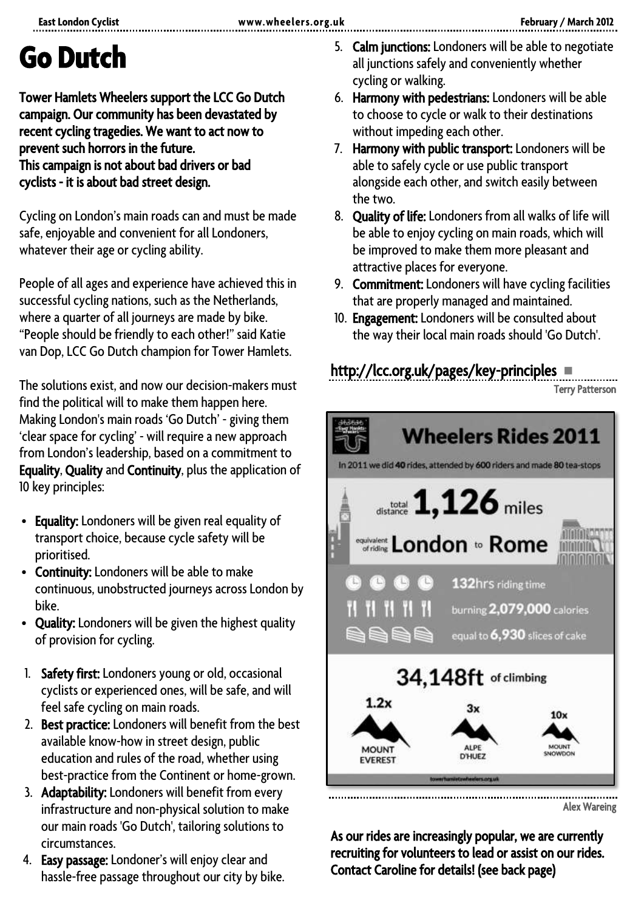# Go Dutch

**Tower Hamlets Wheelers support the LCC Go Dutch campaign. Our community has been devastated by recent cycling tragedies. We want to act now to prevent such horrors in the future.**
**This campaign is not about bad drivers or bad cyclists - it is about bad street design.**

Cycling on London's main roads can and must be made safe, enjoyable and convenient for all Londoners, whatever their age or cycling ability.

People of all ages and experience have achieved this in successful cycling nations, such as the Netherlands, where a quarter of all journeys are made by bike. "People should be friendly to each other!" said Katie van Dop, LCC Go Dutch champion for Tower Hamlets.

The solutions exist, and now our decision-makers must find the political will to make them happen here. Making London's main roads 'Go Dutch' - giving them 'clear space for cycling' - will require a new approach from London's leadership, based on a commitment to **Equality**, **Quality** and **Continuity**, plus the application of 10 key principles:

- **Equality:** Londoners will be given real equality of transport choice, because cycle safety will be prioritised.
- **Continuity:** Londoners will be able to make continuous, unobstructed journeys across London by bike.
- **Quality:** Londoners will be given the highest quality of provision for cycling.

1. **Safety first:** Londoners young or old, occasional cyclists or experienced ones, will be safe, and will feel safe cycling on main roads.
2. **Best practice:** Londoners will benefit from the best available know-how in street design, public education and rules of the road, whether using best-practice from the Continent or home-grown.
3. **Adaptability:** Londoners will benefit from every infrastructure and non-physical solution to make our main roads 'Go Dutch', tailoring solutions to circumstances.
4. **Easy passage:** Londoner's will enjoy clear and hassle-free passage throughout our city by bike.
5. **Calm junctions:** Londoners will be able to negotiate all junctions safely and conveniently whether cycling or walking.
6. **Harmony with pedestrians:** Londoners will be able to choose to cycle or walk to their destinations without impeding each other.
7. **Harmony with public transport:** Londoners will be able to safely cycle or use public transport alongside each other, and switch easily between the two.
8. **Quality of life:** Londoners from all walks of life will be able to enjoy cycling on main roads, which will be improved to make them more pleasant and attractive places for everyone.
9. **Commitment:** Londoners will have cycling facilities that are properly managed and maintained.
10. **Engagement:** Londoners will be consulted about the way their local main roads should 'Go Dutch'.

## http://lcc.org.uk/pages/key-principles

Terry Patterson

## Wheelers Rides 2011

In 2011 we did **40** rides, attended by **600** riders and made **80** tea-stops

total distance **1,126** miles

equivalent of riding **London** to **Rome**

**132**hrs riding time

burning **2,079,000** calories

equal to **6,930** slices of cake

**34,148ft** of climbing

1.2x MOUNT EVEREST | 3x ALPE D'HUEZ | 10x MOUNT SNOWDON

Alex Wareing

**As our rides are increasingly popular, we are currently recruiting for volunteers to lead or assist on our rides. Contact Caroline for details! (see back page)**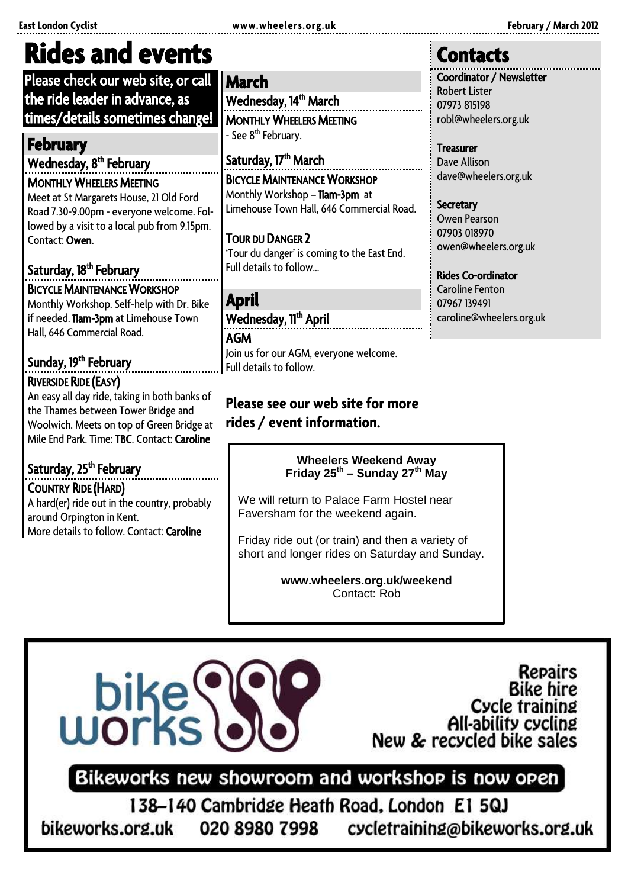# Rides and events

**Please check our web site, or call the ride leader in advance, as times/details sometimes change!**

## February

### Wednesday, 8th February

**MONTHLY WHEELERS MEETING**

Meet at St Margarets House, 21 Old Ford Road 7.30-9.00pm - everyone welcome. Followed by a visit to a local pub from 9.15pm. Contact: **Owen**.

### Saturday, 18th February

**BICYCLE MAINTENANCE WORKSHOP**

Monthly Workshop. Self-help with Dr. Bike if needed. **11am-3pm** at Limehouse Town Hall, 646 Commercial Road.

### Sunday, 19th February

**RIVERSIDE RIDE (EASY)**

An easy all day ride, taking in both banks of the Thames between Tower Bridge and Woolwich. Meets on top of Green Bridge at Mile End Park. Time: **TBC**. Contact: **Caroline**

### Saturday, 25th February

**COUNTRY RIDE (HARD)**

A hard(er) ride out in the country, probably around Orpington in Kent.
More details to follow. Contact: **Caroline**

## March

### Wednesday, 14th March

**MONTHLY WHEELERS MEETING**

- See 8th February.

### Saturday, 17th March

**BICYCLE MAINTENANCE WORKSHOP**

Monthly Workshop – **11am-3pm** at Limehouse Town Hall, 646 Commercial Road.

**TOUR DU DANGER 2**

'Tour du danger' is coming to the East End. Full details to follow...

## April

### Wednesday, 11th April

**AGM**

Join us for our AGM, everyone welcome. Full details to follow.

**Please see our web site for more rides / event information.**

**Wheelers Weekend Away**
**Friday 25th – Sunday 27th May**

We will return to Palace Farm Hostel near Faversham for the weekend again.

Friday ride out (or train) and then a variety of short and longer rides on Saturday and Sunday.

**www.wheelers.org.uk/weekend**
Contact: Rob

# Contacts

**Coordinator / Newsletter**
Robert Lister
07973 815198
robl@wheelers.org.uk

**Treasurer**
Dave Allison
dave@wheelers.org.uk

**Secretary**
Owen Pearson
07903 018970
owen@wheelers.org.uk

**Rides Co-ordinator**
Caroline Fenton
07967 139491
caroline@wheelers.org.uk

bike works

Repairs
Bike hire
Cycle training
All-ability cycling
New & recycled bike sales

**Bikeworks new showroom and workshop is now open**

138–140 Cambridge Heath Road, London E1 5QJ
bikeworks.org.uk 020 8980 7998 cycletraining@bikeworks.org.uk